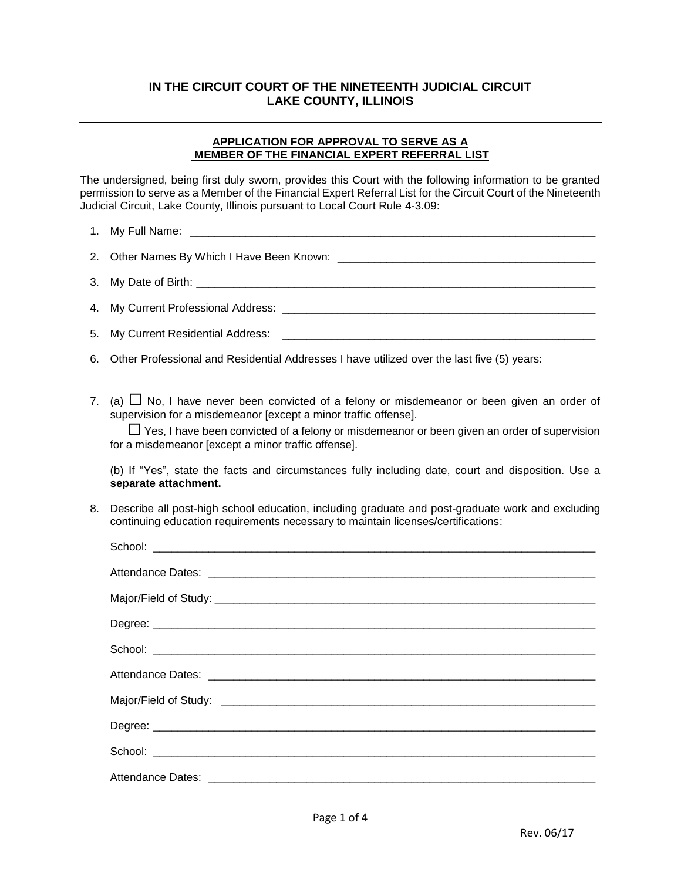**IN THE CIRCUIT COURT OF THE NINETEENTH JUDICIAL CIRCUIT**
**LAKE COUNTY, ILLINOIS**

---

**APPLICATION FOR APPROVAL TO SERVE AS A MEMBER OF THE FINANCIAL EXPERT REFERRAL LIST**

The undersigned, being first duly sworn, provides this Court with the following information to be granted permission to serve as a Member of the Financial Expert Referral List for the Circuit Court of the Nineteenth Judicial Circuit, Lake County, Illinois pursuant to Local Court Rule 4-3.09:

1. My Full Name: ____________________________________________________________________
2. Other Names By Which I Have Been Known: ____________________________________________
3. My Date of Birth: __________________________________________________________________
4. My Current Professional Address: ____________________________________________________
5. My Current Residential Address: _____________________________________________________
6. Other Professional and Residential Addresses I have utilized over the last five (5) years:

7. (a) ☐ No, I have never been convicted of a felony or misdemeanor or been given an order of supervision for a misdemeanor [except a minor traffic offense].

   ☐ Yes, I have been convicted of a felony or misdemeanor or been given an order of supervision for a misdemeanor [except a minor traffic offense].

   (b) If "Yes", state the facts and circumstances fully including date, court and disposition. Use a **separate attachment.**

8. Describe all post-high school education, including graduate and post-graduate work and excluding continuing education requirements necessary to maintain licenses/certifications:

   School: ______________________________________________________________________

   Attendance Dates: ______________________________________________________________

   Major/Field of Study: ____________________________________________________________

   Degree: ______________________________________________________________________

   School: ______________________________________________________________________

   Attendance Dates: ______________________________________________________________

   Major/Field of Study: ____________________________________________________________

   Degree: ______________________________________________________________________

   School: ______________________________________________________________________

   Attendance Dates: ______________________________________________________________

Rev. 06/17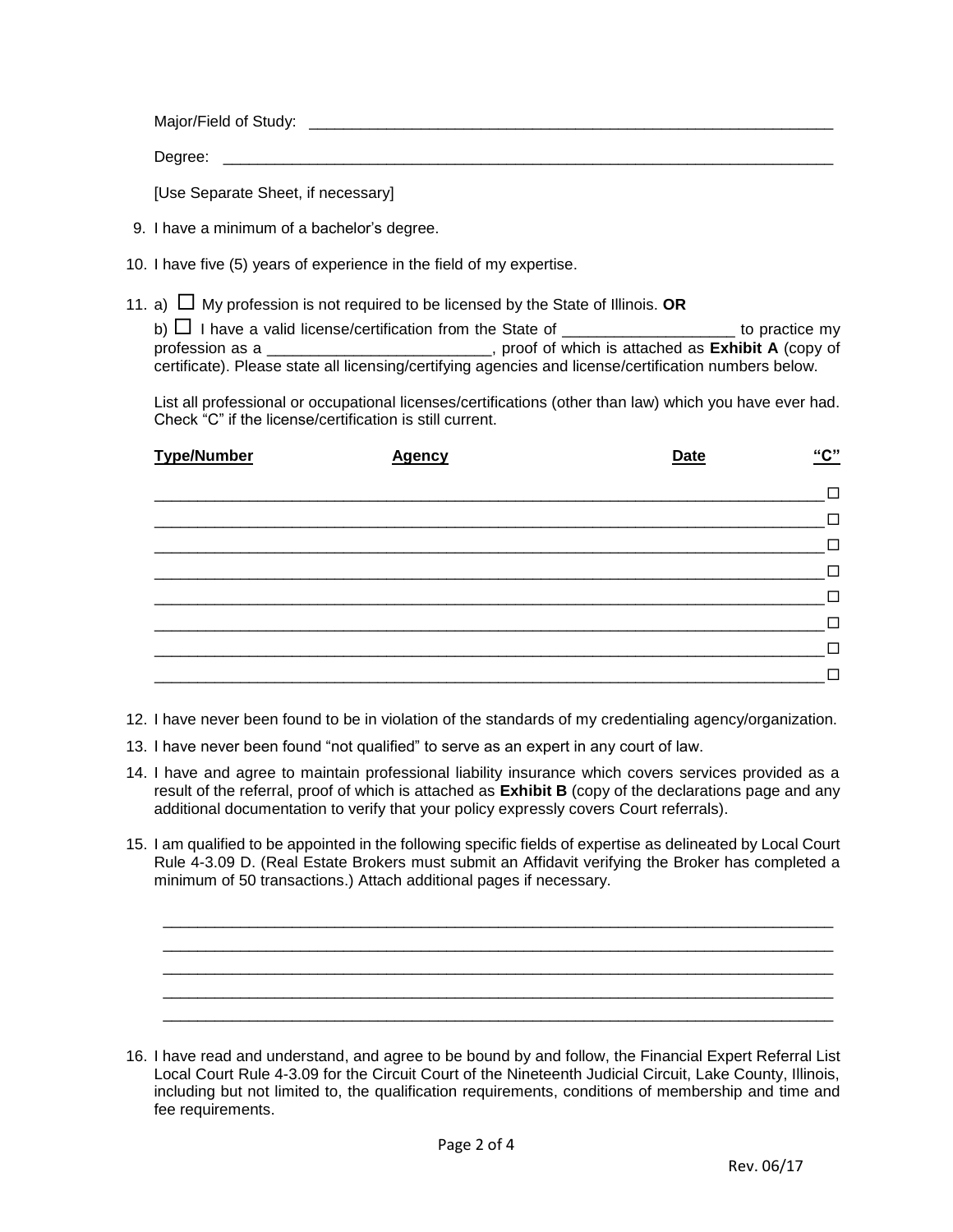Major/Field of Study: ______________________________________________________________

Degree: ____________________________________________________________________

[Use Separate Sheet, if necessary]

9. I have a minimum of a bachelor's degree.

10. I have five (5) years of experience in the field of my expertise.

11. a) ☐ My profession is not required to be licensed by the State of Illinois. **OR**

    b) ☐ I have a valid license/certification from the State of ____________________ to practice my profession as a _________________________, proof of which is attached as **Exhibit A** (copy of certificate). Please state all licensing/certifying agencies and license/certification numbers below.

    List all professional or occupational licenses/certifications (other than law) which you have ever had. Check "C" if the license/certification is still current.

| Type/Number | Agency | Date | "C" |
|---|---|---|---|
| | | | ☐ |
| | | | ☐ |
| | | | ☐ |
| | | | ☐ |
| | | | ☐ |
| | | | ☐ |
| | | | ☐ |
| | | | ☐ |

12. I have never been found to be in violation of the standards of my credentialing agency/organization.

13. I have never been found "not qualified" to serve as an expert in any court of law.

14. I have and agree to maintain professional liability insurance which covers services provided as a result of the referral, proof of which is attached as **Exhibit B** (copy of the declarations page and any additional documentation to verify that your policy expressly covers Court referrals).

15. I am qualified to be appointed in the following specific fields of expertise as delineated by Local Court Rule 4-3.09 D. (Real Estate Brokers must submit an Affidavit verifying the Broker has completed a minimum of 50 transactions.) Attach additional pages if necessary.

    ____________________________________________________________________________
    ____________________________________________________________________________
    ____________________________________________________________________________
    ____________________________________________________________________________
    ____________________________________________________________________________

16. I have read and understand, and agree to be bound by and follow, the Financial Expert Referral List Local Court Rule 4-3.09 for the Circuit Court of the Nineteenth Judicial Circuit, Lake County, Illinois, including but not limited to, the qualification requirements, conditions of membership and time and fee requirements.

Rev. 06/17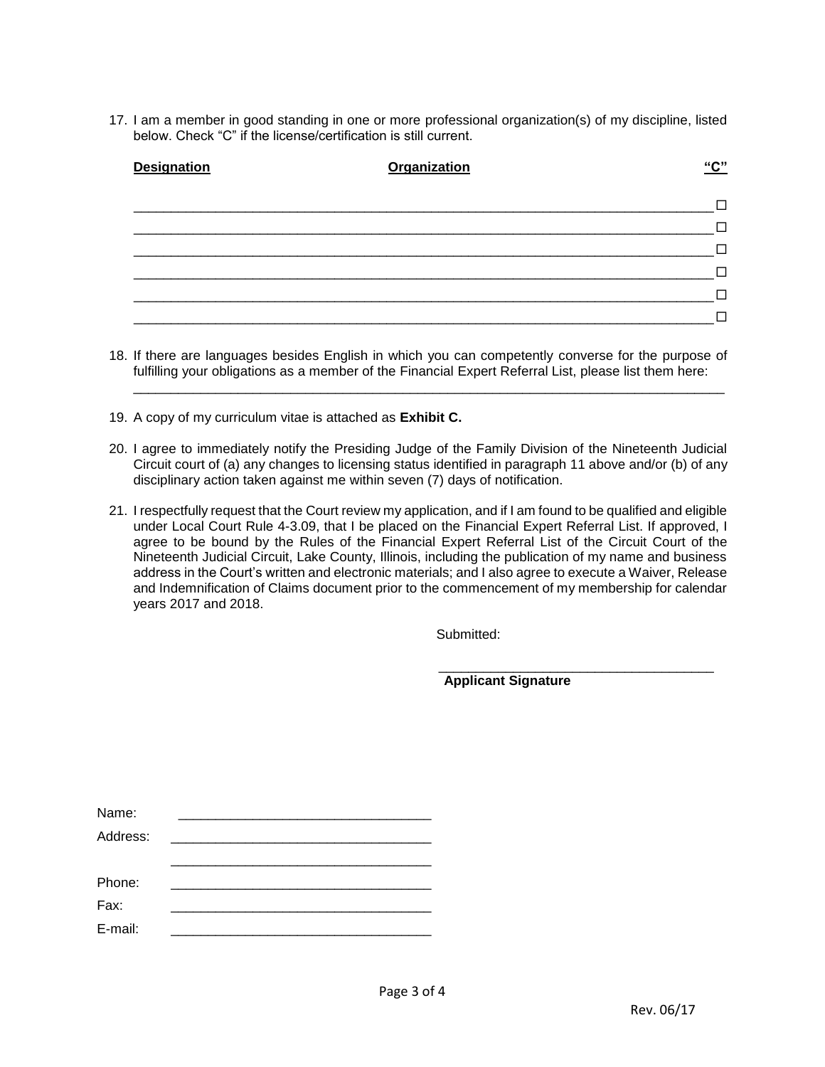17. I am a member in good standing in one or more professional organization(s) of my discipline, listed below. Check "C" if the license/certification is still current.

| **Designation** | **Organization** | **"C"** |
|---|---|---|
| | | ☐ |
| | | ☐ |
| | | ☐ |
| | | ☐ |
| | | ☐ |
| | | ☐ |

18. If there are languages besides English in which you can competently converse for the purpose of fulfilling your obligations as a member of the Financial Expert Referral List, please list them here:
_______________________________________________________________________________

19. A copy of my curriculum vitae is attached as **Exhibit C.**

20. I agree to immediately notify the Presiding Judge of the Family Division of the Nineteenth Judicial Circuit court of (a) any changes to licensing status identified in paragraph 11 above and/or (b) of any disciplinary action taken against me within seven (7) days of notification.

21. I respectfully request that the Court review my application, and if I am found to be qualified and eligible under Local Court Rule 4-3.09, that I be placed on the Financial Expert Referral List. If approved, I agree to be bound by the Rules of the Financial Expert Referral List of the Circuit Court of the Nineteenth Judicial Circuit, Lake County, Illinois, including the publication of my name and business address in the Court's written and electronic materials; and I also agree to execute a Waiver, Release and Indemnification of Claims document prior to the commencement of my membership for calendar years 2017 and 2018.

Submitted:

_____________________________________
**Applicant Signature**

Name: _________________________________

Address: _________________________________

_________________________________

Phone: _________________________________

Fax: _________________________________

E-mail: _________________________________

Rev. 06/17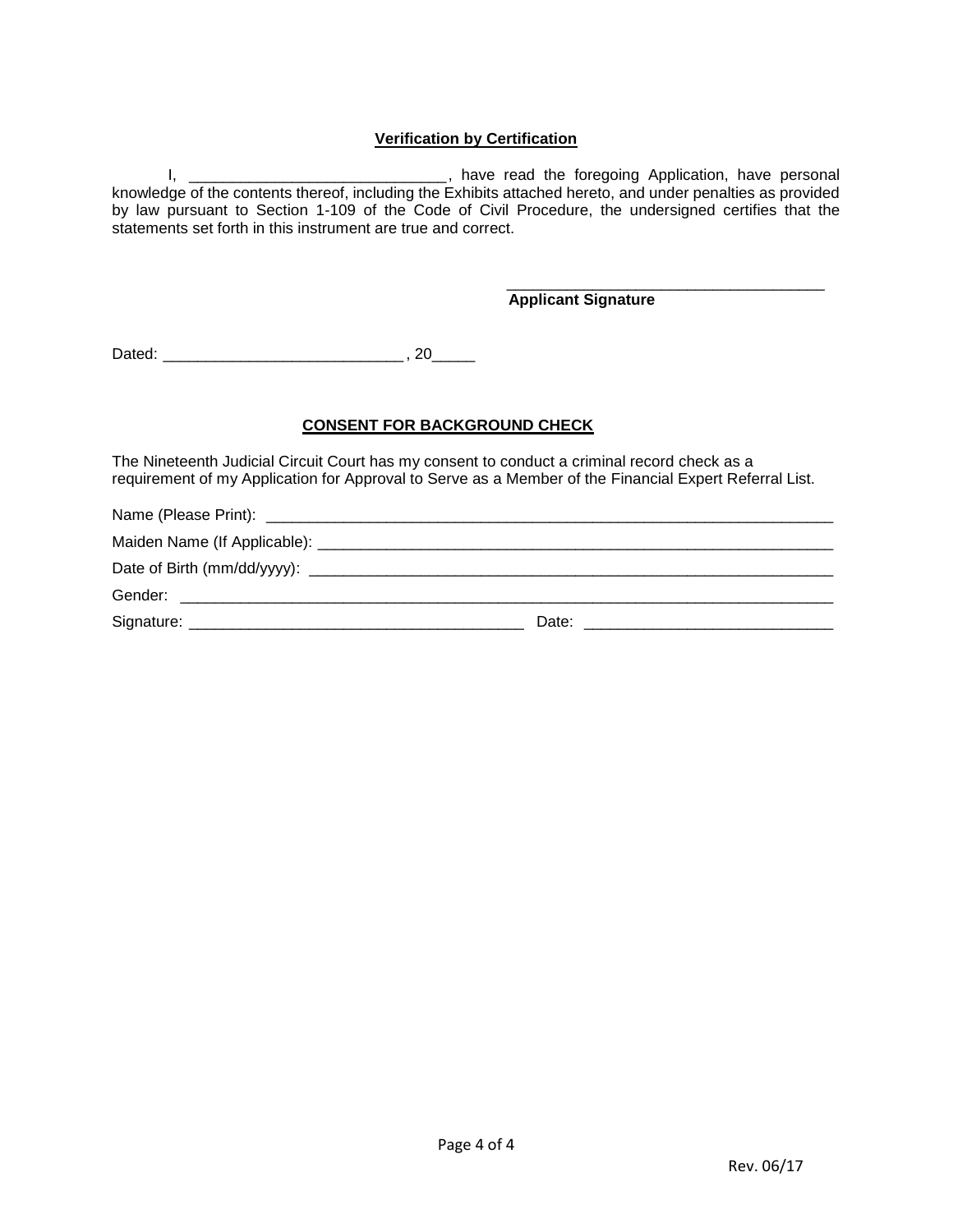**Verification by Certification**

I, ______________________________, have read the foregoing Application, have personal knowledge of the contents thereof, including the Exhibits attached hereto, and under penalties as provided by law pursuant to Section 1-109 of the Code of Civil Procedure, the undersigned certifies that the statements set forth in this instrument are true and correct.

______________________________________
**Applicant Signature**

Dated: ____________________________ , 20_____

**CONSENT FOR BACKGROUND CHECK**

The Nineteenth Judicial Circuit Court has my consent to conduct a criminal record check as a requirement of my Application for Approval to Serve as a Member of the Financial Expert Referral List.

Name (Please Print): ______________________________________________________________________

Maiden Name (If Applicable): _______________________________________________________________

Date of Birth (mm/dd/yyyy): ________________________________________________________________

Gender: ____________________________________________________________________________

Signature: ______________________________________ Date: ____________________________

Rev. 06/17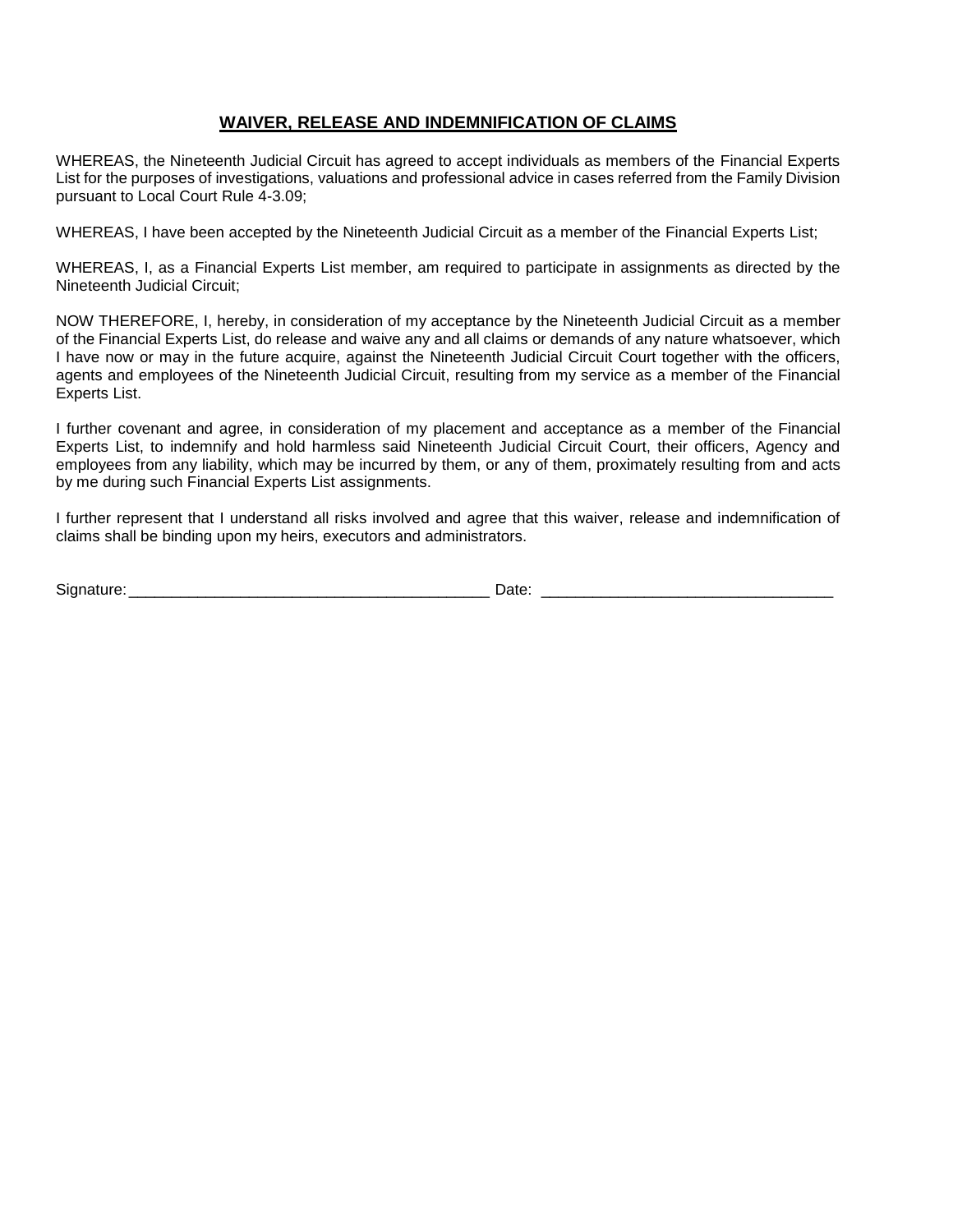## <u>WAIVER, RELEASE AND INDEMNIFICATION OF CLAIMS</u>

WHEREAS, the Nineteenth Judicial Circuit has agreed to accept individuals as members of the Financial Experts List for the purposes of investigations, valuations and professional advice in cases referred from the Family Division pursuant to Local Court Rule 4-3.09;

WHEREAS, I have been accepted by the Nineteenth Judicial Circuit as a member of the Financial Experts List;

WHEREAS, I, as a Financial Experts List member, am required to participate in assignments as directed by the Nineteenth Judicial Circuit;

NOW THEREFORE, I, hereby, in consideration of my acceptance by the Nineteenth Judicial Circuit as a member of the Financial Experts List, do release and waive any and all claims or demands of any nature whatsoever, which I have now or may in the future acquire, against the Nineteenth Judicial Circuit Court together with the officers, agents and employees of the Nineteenth Judicial Circuit, resulting from my service as a member of the Financial Experts List.

I further covenant and agree, in consideration of my placement and acceptance as a member of the Financial Experts List, to indemnify and hold harmless said Nineteenth Judicial Circuit Court, their officers, Agency and employees from any liability, which may be incurred by them, or any of them, proximately resulting from and acts by me during such Financial Experts List assignments.

I further represent that I understand all risks involved and agree that this waiver, release and indemnification of claims shall be binding upon my heirs, executors and administrators.

Signature:___________________________________________ Date: __________________________________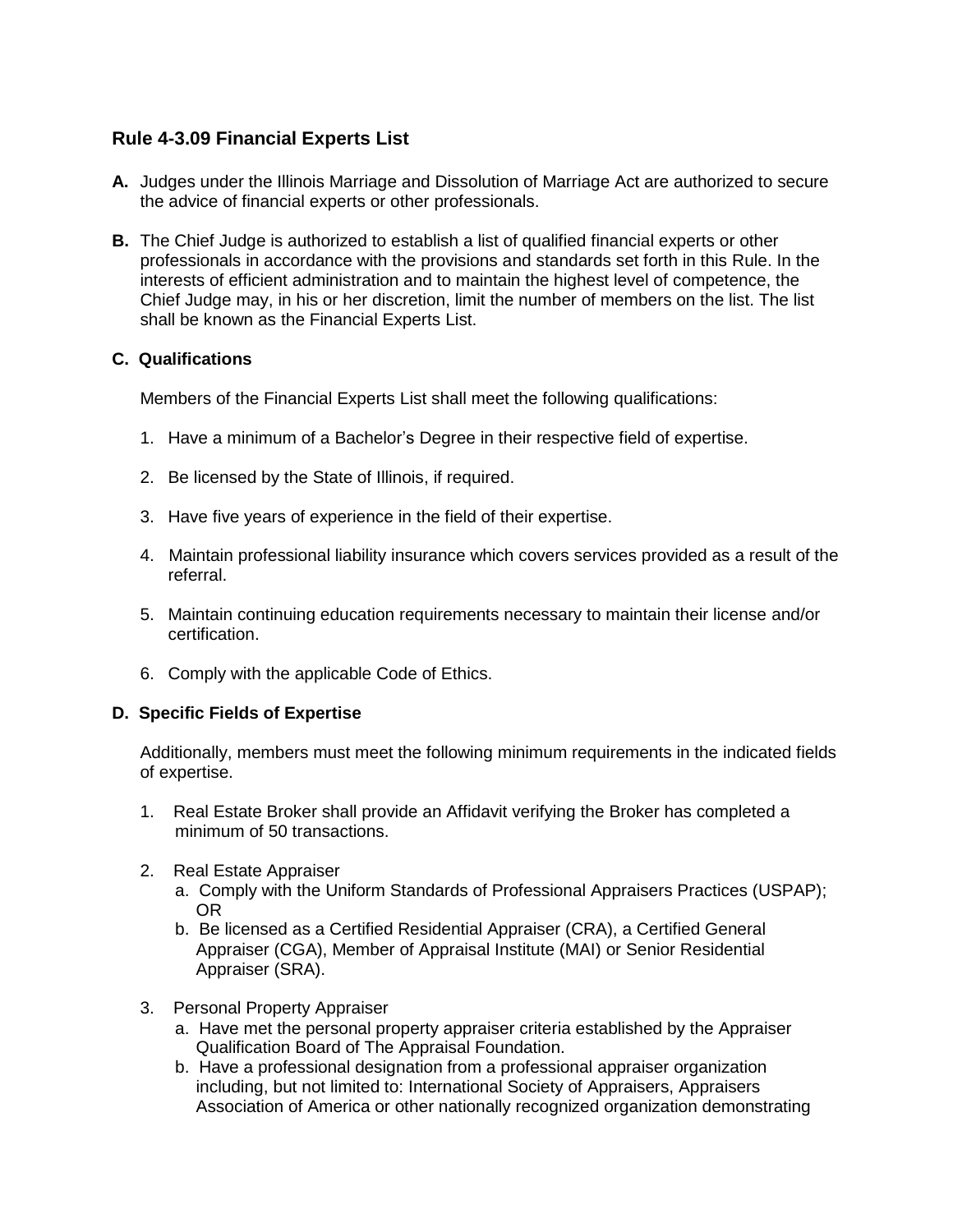## Rule 4-3.09 Financial Experts List

**A.** Judges under the Illinois Marriage and Dissolution of Marriage Act are authorized to secure the advice of financial experts or other professionals.

**B.** The Chief Judge is authorized to establish a list of qualified financial experts or other professionals in accordance with the provisions and standards set forth in this Rule. In the interests of efficient administration and to maintain the highest level of competence, the Chief Judge may, in his or her discretion, limit the number of members on the list. The list shall be known as the Financial Experts List.

**C. Qualifications**

Members of the Financial Experts List shall meet the following qualifications:

1. Have a minimum of a Bachelor's Degree in their respective field of expertise.
2. Be licensed by the State of Illinois, if required.
3. Have five years of experience in the field of their expertise.
4. Maintain professional liability insurance which covers services provided as a result of the referral.
5. Maintain continuing education requirements necessary to maintain their license and/or certification.
6. Comply with the applicable Code of Ethics.

**D. Specific Fields of Expertise**

Additionally, members must meet the following minimum requirements in the indicated fields of expertise.

1. Real Estate Broker shall provide an Affidavit verifying the Broker has completed a minimum of 50 transactions.
2. Real Estate Appraiser
   - a. Comply with the Uniform Standards of Professional Appraisers Practices (USPAP); OR
   - b. Be licensed as a Certified Residential Appraiser (CRA), a Certified General Appraiser (CGA), Member of Appraisal Institute (MAI) or Senior Residential Appraiser (SRA).
3. Personal Property Appraiser
   - a. Have met the personal property appraiser criteria established by the Appraiser Qualification Board of The Appraisal Foundation.
   - b. Have a professional designation from a professional appraiser organization including, but not limited to: International Society of Appraisers, Appraisers Association of America or other nationally recognized organization demonstrating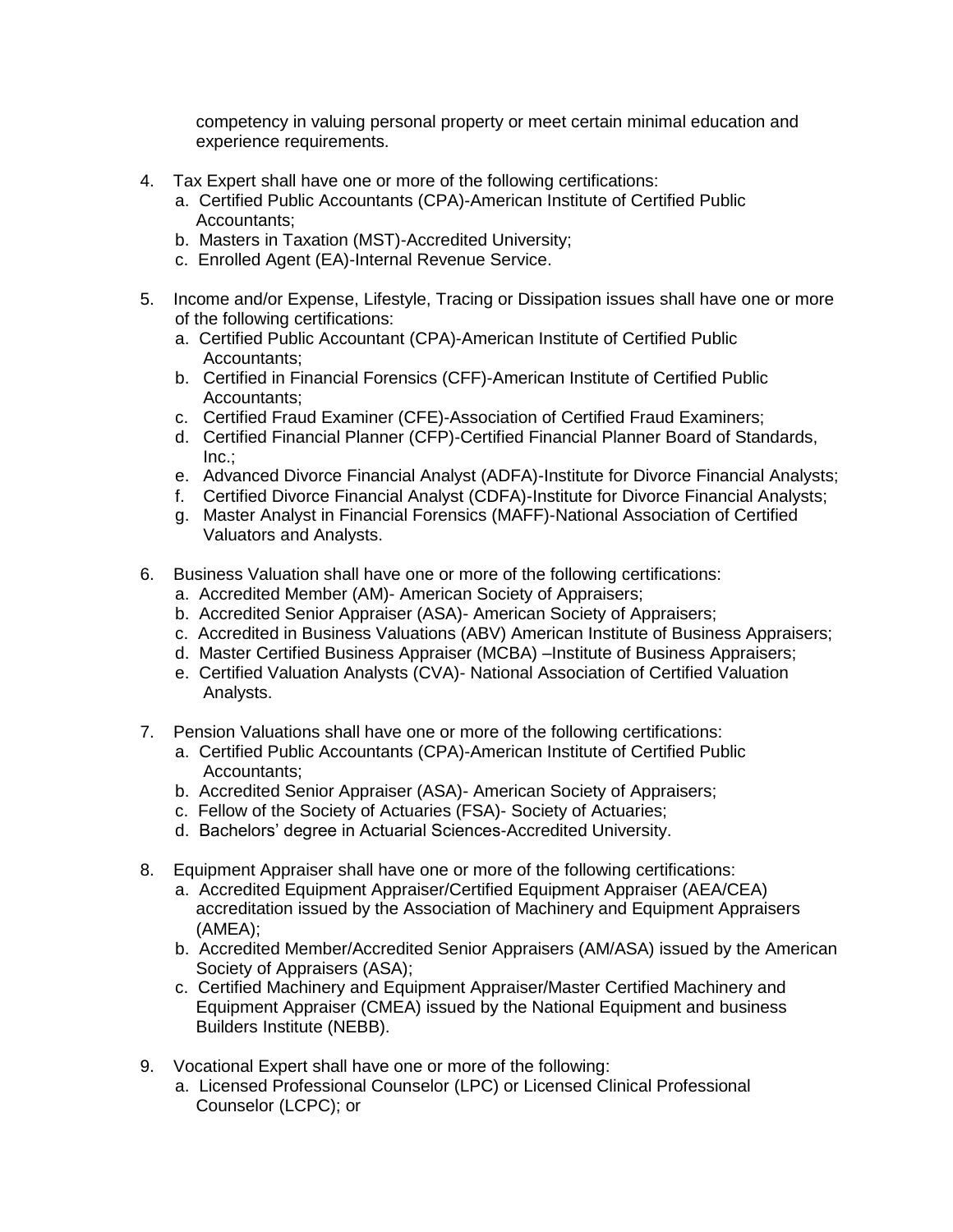competency in valuing personal property or meet certain minimal education and experience requirements.

4. Tax Expert shall have one or more of the following certifications:
   a. Certified Public Accountants (CPA)-American Institute of Certified Public Accountants;
   b. Masters in Taxation (MST)-Accredited University;
   c. Enrolled Agent (EA)-Internal Revenue Service.

5. Income and/or Expense, Lifestyle, Tracing or Dissipation issues shall have one or more of the following certifications:
   a. Certified Public Accountant (CPA)-American Institute of Certified Public Accountants;
   b. Certified in Financial Forensics (CFF)-American Institute of Certified Public Accountants;
   c. Certified Fraud Examiner (CFE)-Association of Certified Fraud Examiners;
   d. Certified Financial Planner (CFP)-Certified Financial Planner Board of Standards, Inc.;
   e. Advanced Divorce Financial Analyst (ADFA)-Institute for Divorce Financial Analysts;
   f. Certified Divorce Financial Analyst (CDFA)-Institute for Divorce Financial Analysts;
   g. Master Analyst in Financial Forensics (MAFF)-National Association of Certified Valuators and Analysts.

6. Business Valuation shall have one or more of the following certifications:
   a. Accredited Member (AM)- American Society of Appraisers;
   b. Accredited Senior Appraiser (ASA)- American Society of Appraisers;
   c. Accredited in Business Valuations (ABV) American Institute of Business Appraisers;
   d. Master Certified Business Appraiser (MCBA) –Institute of Business Appraisers;
   e. Certified Valuation Analysts (CVA)- National Association of Certified Valuation Analysts.

7. Pension Valuations shall have one or more of the following certifications:
   a. Certified Public Accountants (CPA)-American Institute of Certified Public Accountants;
   b. Accredited Senior Appraiser (ASA)- American Society of Appraisers;
   c. Fellow of the Society of Actuaries (FSA)- Society of Actuaries;
   d. Bachelors' degree in Actuarial Sciences-Accredited University.

8. Equipment Appraiser shall have one or more of the following certifications:
   a. Accredited Equipment Appraiser/Certified Equipment Appraiser (AEA/CEA) accreditation issued by the Association of Machinery and Equipment Appraisers (AMEA);
   b. Accredited Member/Accredited Senior Appraisers (AM/ASA) issued by the American Society of Appraisers (ASA);
   c. Certified Machinery and Equipment Appraiser/Master Certified Machinery and Equipment Appraiser (CMEA) issued by the National Equipment and business Builders Institute (NEBB).

9. Vocational Expert shall have one or more of the following:
   a. Licensed Professional Counselor (LPC) or Licensed Clinical Professional Counselor (LCPC); or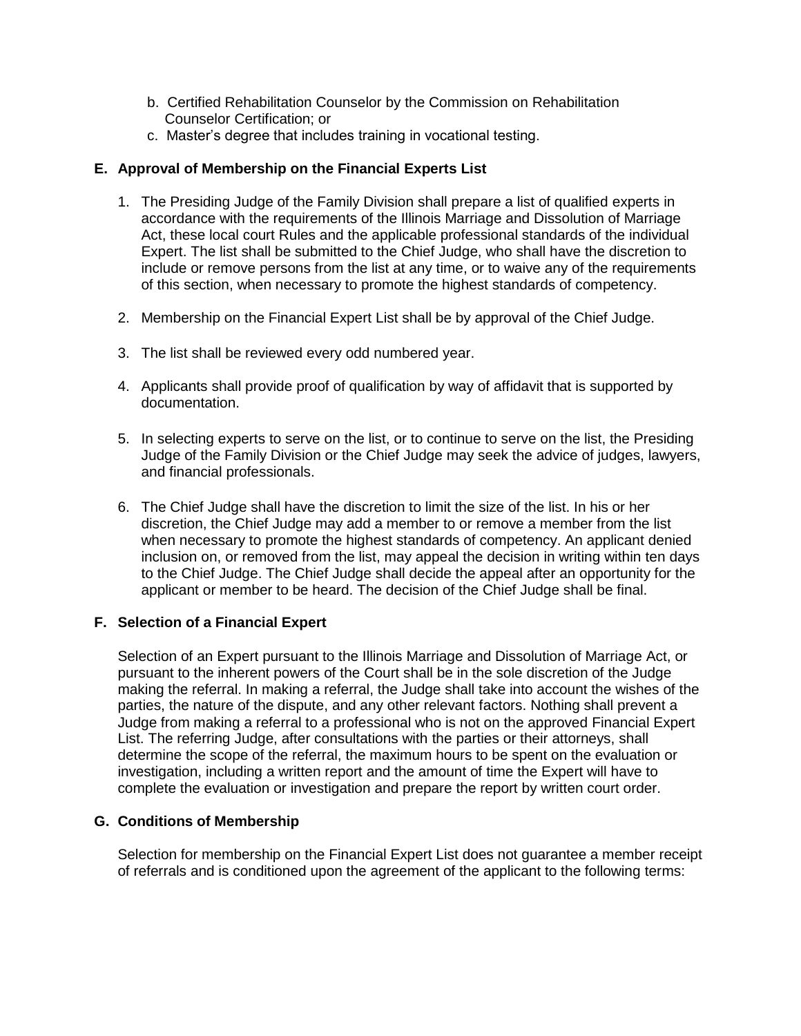b. Certified Rehabilitation Counselor by the Commission on Rehabilitation Counselor Certification; or

c. Master's degree that includes training in vocational testing.

**E. Approval of Membership on the Financial Experts List**

1. The Presiding Judge of the Family Division shall prepare a list of qualified experts in accordance with the requirements of the Illinois Marriage and Dissolution of Marriage Act, these local court Rules and the applicable professional standards of the individual Expert. The list shall be submitted to the Chief Judge, who shall have the discretion to include or remove persons from the list at any time, or to waive any of the requirements of this section, when necessary to promote the highest standards of competency.

2. Membership on the Financial Expert List shall be by approval of the Chief Judge.

3. The list shall be reviewed every odd numbered year.

4. Applicants shall provide proof of qualification by way of affidavit that is supported by documentation.

5. In selecting experts to serve on the list, or to continue to serve on the list, the Presiding Judge of the Family Division or the Chief Judge may seek the advice of judges, lawyers, and financial professionals.

6. The Chief Judge shall have the discretion to limit the size of the list. In his or her discretion, the Chief Judge may add a member to or remove a member from the list when necessary to promote the highest standards of competency. An applicant denied inclusion on, or removed from the list, may appeal the decision in writing within ten days to the Chief Judge. The Chief Judge shall decide the appeal after an opportunity for the applicant or member to be heard. The decision of the Chief Judge shall be final.

**F. Selection of a Financial Expert**

Selection of an Expert pursuant to the Illinois Marriage and Dissolution of Marriage Act, or pursuant to the inherent powers of the Court shall be in the sole discretion of the Judge making the referral. In making a referral, the Judge shall take into account the wishes of the parties, the nature of the dispute, and any other relevant factors. Nothing shall prevent a Judge from making a referral to a professional who is not on the approved Financial Expert List. The referring Judge, after consultations with the parties or their attorneys, shall determine the scope of the referral, the maximum hours to be spent on the evaluation or investigation, including a written report and the amount of time the Expert will have to complete the evaluation or investigation and prepare the report by written court order.

**G. Conditions of Membership**

Selection for membership on the Financial Expert List does not guarantee a member receipt of referrals and is conditioned upon the agreement of the applicant to the following terms: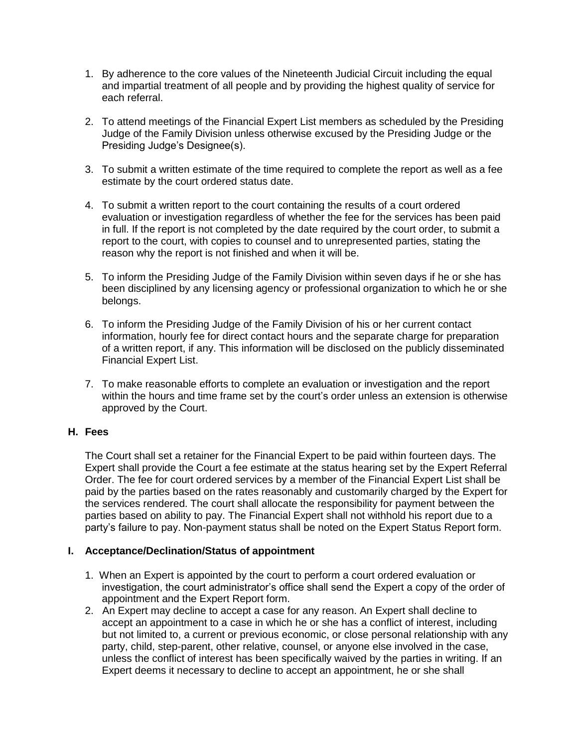1. By adherence to the core values of the Nineteenth Judicial Circuit including the equal and impartial treatment of all people and by providing the highest quality of service for each referral.

2. To attend meetings of the Financial Expert List members as scheduled by the Presiding Judge of the Family Division unless otherwise excused by the Presiding Judge or the Presiding Judge's Designee(s).

3. To submit a written estimate of the time required to complete the report as well as a fee estimate by the court ordered status date.

4. To submit a written report to the court containing the results of a court ordered evaluation or investigation regardless of whether the fee for the services has been paid in full. If the report is not completed by the date required by the court order, to submit a report to the court, with copies to counsel and to unrepresented parties, stating the reason why the report is not finished and when it will be.

5. To inform the Presiding Judge of the Family Division within seven days if he or she has been disciplined by any licensing agency or professional organization to which he or she belongs.

6. To inform the Presiding Judge of the Family Division of his or her current contact information, hourly fee for direct contact hours and the separate charge for preparation of a written report, if any. This information will be disclosed on the publicly disseminated Financial Expert List.

7. To make reasonable efforts to complete an evaluation or investigation and the report within the hours and time frame set by the court's order unless an extension is otherwise approved by the Court.

### H. Fees

The Court shall set a retainer for the Financial Expert to be paid within fourteen days. The Expert shall provide the Court a fee estimate at the status hearing set by the Expert Referral Order. The fee for court ordered services by a member of the Financial Expert List shall be paid by the parties based on the rates reasonably and customarily charged by the Expert for the services rendered. The court shall allocate the responsibility for payment between the parties based on ability to pay. The Financial Expert shall not withhold his report due to a party's failure to pay. Non-payment status shall be noted on the Expert Status Report form.

### I. Acceptance/Declination/Status of appointment

1. When an Expert is appointed by the court to perform a court ordered evaluation or investigation, the court administrator's office shall send the Expert a copy of the order of appointment and the Expert Report form.
2. An Expert may decline to accept a case for any reason. An Expert shall decline to accept an appointment to a case in which he or she has a conflict of interest, including but not limited to, a current or previous economic, or close personal relationship with any party, child, step-parent, other relative, counsel, or anyone else involved in the case, unless the conflict of interest has been specifically waived by the parties in writing. If an Expert deems it necessary to decline to accept an appointment, he or she shall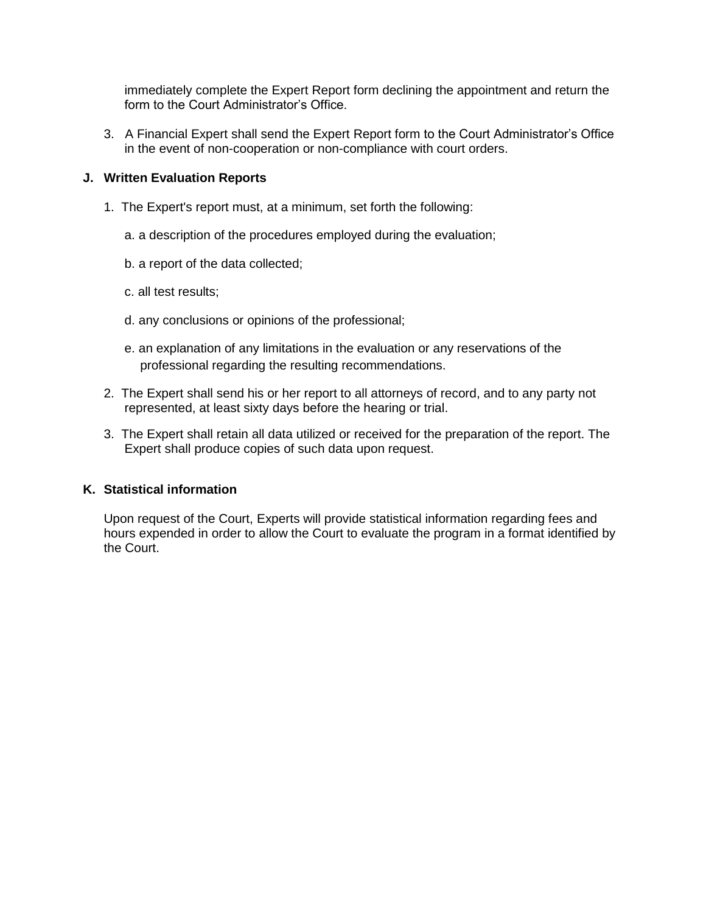immediately complete the Expert Report form declining the appointment and return the form to the Court Administrator's Office.

3. A Financial Expert shall send the Expert Report form to the Court Administrator's Office in the event of non-cooperation or non-compliance with court orders.

**J. Written Evaluation Reports**

1. The Expert's report must, at a minimum, set forth the following:

   a. a description of the procedures employed during the evaluation;

   b. a report of the data collected;

   c. all test results;

   d. any conclusions or opinions of the professional;

   e. an explanation of any limitations in the evaluation or any reservations of the professional regarding the resulting recommendations.

2. The Expert shall send his or her report to all attorneys of record, and to any party not represented, at least sixty days before the hearing or trial.

3. The Expert shall retain all data utilized or received for the preparation of the report. The Expert shall produce copies of such data upon request.

**K. Statistical information**

Upon request of the Court, Experts will provide statistical information regarding fees and hours expended in order to allow the Court to evaluate the program in a format identified by the Court.